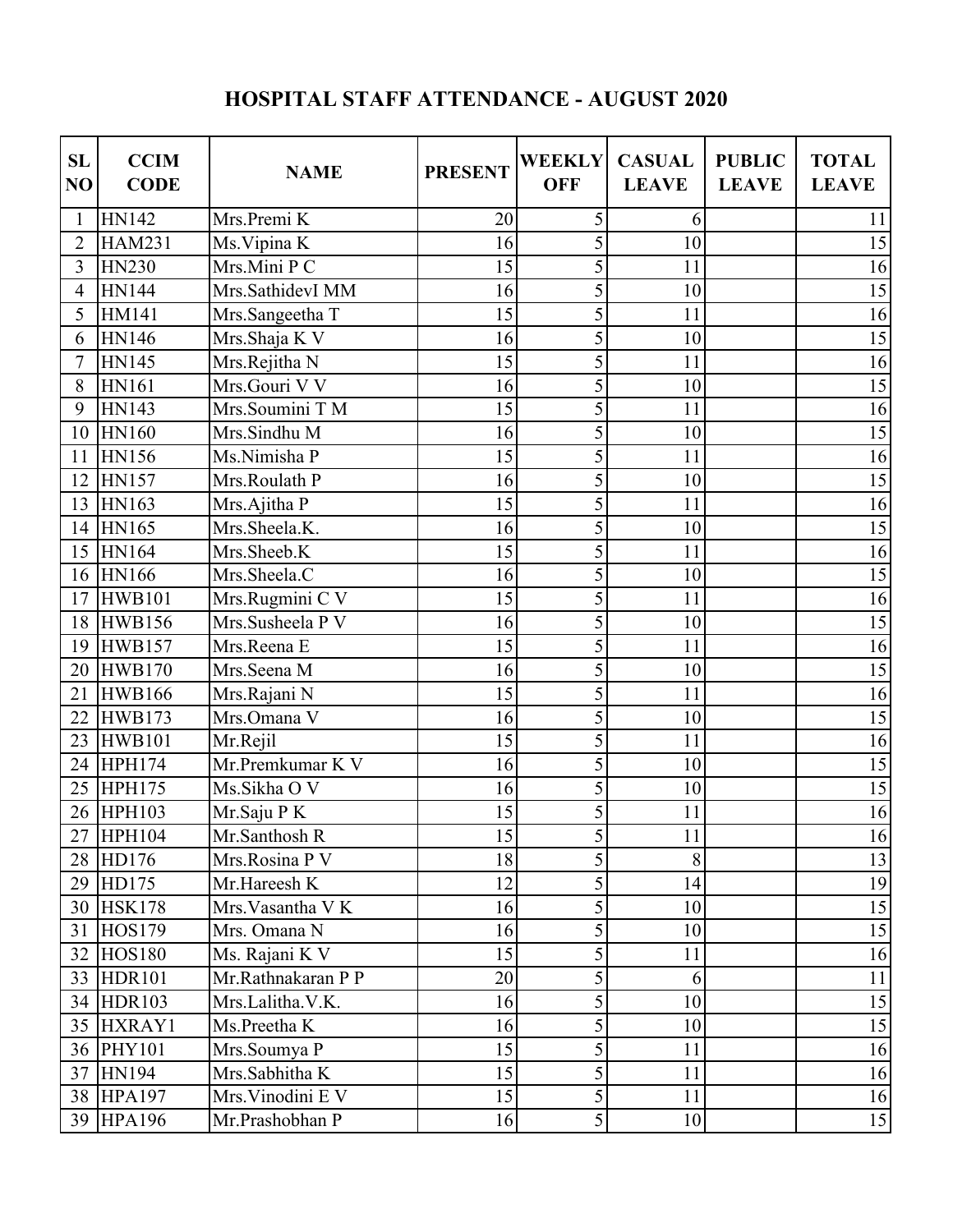# HOSPITAL STAFF ATTENDANCE - AUGUST 2020

| SL NO | CCIM CODE | NAME | PRESENT | WEEKLY OFF | CASUAL LEAVE | PUBLIC LEAVE | TOTAL LEAVE |
|---|---|---|---|---|---|---|---|
| 1 | HN142 | Mrs.Premi K | 20 | 5 | 6 | | 11 |
| 2 | HAM231 | Ms.Vipina K | 16 | 5 | 10 | | 15 |
| 3 | HN230 | Mrs.Mini P C | 15 | 5 | 11 | | 16 |
| 4 | HN144 | Mrs.SathidevI MM | 16 | 5 | 10 | | 15 |
| 5 | HM141 | Mrs.Sangeetha T | 15 | 5 | 11 | | 16 |
| 6 | HN146 | Mrs.Shaja K V | 16 | 5 | 10 | | 15 |
| 7 | HN145 | Mrs.Rejitha N | 15 | 5 | 11 | | 16 |
| 8 | HN161 | Mrs.Gouri V V | 16 | 5 | 10 | | 15 |
| 9 | HN143 | Mrs.Soumini T M | 15 | 5 | 11 | | 16 |
| 10 | HN160 | Mrs.Sindhu M | 16 | 5 | 10 | | 15 |
| 11 | HN156 | Ms.Nimisha P | 15 | 5 | 11 | | 16 |
| 12 | HN157 | Mrs.Roulath P | 16 | 5 | 10 | | 15 |
| 13 | HN163 | Mrs.Ajitha P | 15 | 5 | 11 | | 16 |
| 14 | HN165 | Mrs.Sheela.K. | 16 | 5 | 10 | | 15 |
| 15 | HN164 | Mrs.Sheeb.K | 15 | 5 | 11 | | 16 |
| 16 | HN166 | Mrs.Sheela.C | 16 | 5 | 10 | | 15 |
| 17 | HWB101 | Mrs.Rugmini C V | 15 | 5 | 11 | | 16 |
| 18 | HWB156 | Mrs.Susheela P V | 16 | 5 | 10 | | 15 |
| 19 | HWB157 | Mrs.Reena E | 15 | 5 | 11 | | 16 |
| 20 | HWB170 | Mrs.Seena M | 16 | 5 | 10 | | 15 |
| 21 | HWB166 | Mrs.Rajani N | 15 | 5 | 11 | | 16 |
| 22 | HWB173 | Mrs.Omana V | 16 | 5 | 10 | | 15 |
| 23 | HWB101 | Mr.Rejil | 15 | 5 | 11 | | 16 |
| 24 | HPH174 | Mr.Premkumar K V | 16 | 5 | 10 | | 15 |
| 25 | HPH175 | Ms.Sikha O V | 16 | 5 | 10 | | 15 |
| 26 | HPH103 | Mr.Saju P K | 15 | 5 | 11 | | 16 |
| 27 | HPH104 | Mr.Santhosh R | 15 | 5 | 11 | | 16 |
| 28 | HD176 | Mrs.Rosina P V | 18 | 5 | 8 | | 13 |
| 29 | HD175 | Mr.Hareesh K | 12 | 5 | 14 | | 19 |
| 30 | HSK178 | Mrs.Vasantha V K | 16 | 5 | 10 | | 15 |
| 31 | HOS179 | Mrs. Omana N | 16 | 5 | 10 | | 15 |
| 32 | HOS180 | Ms. Rajani K V | 15 | 5 | 11 | | 16 |
| 33 | HDR101 | Mr.Rathnakaran P P | 20 | 5 | 6 | | 11 |
| 34 | HDR103 | Mrs.Lalitha.V.K. | 16 | 5 | 10 | | 15 |
| 35 | HXRAY1 | Ms.Preetha K | 16 | 5 | 10 | | 15 |
| 36 | PHY101 | Mrs.Soumya P | 15 | 5 | 11 | | 16 |
| 37 | HN194 | Mrs.Sabhitha K | 15 | 5 | 11 | | 16 |
| 38 | HPA197 | Mrs.Vinodini E V | 15 | 5 | 11 | | 16 |
| 39 | HPA196 | Mr.Prashobhan P | 16 | 5 | 10 | | 15 |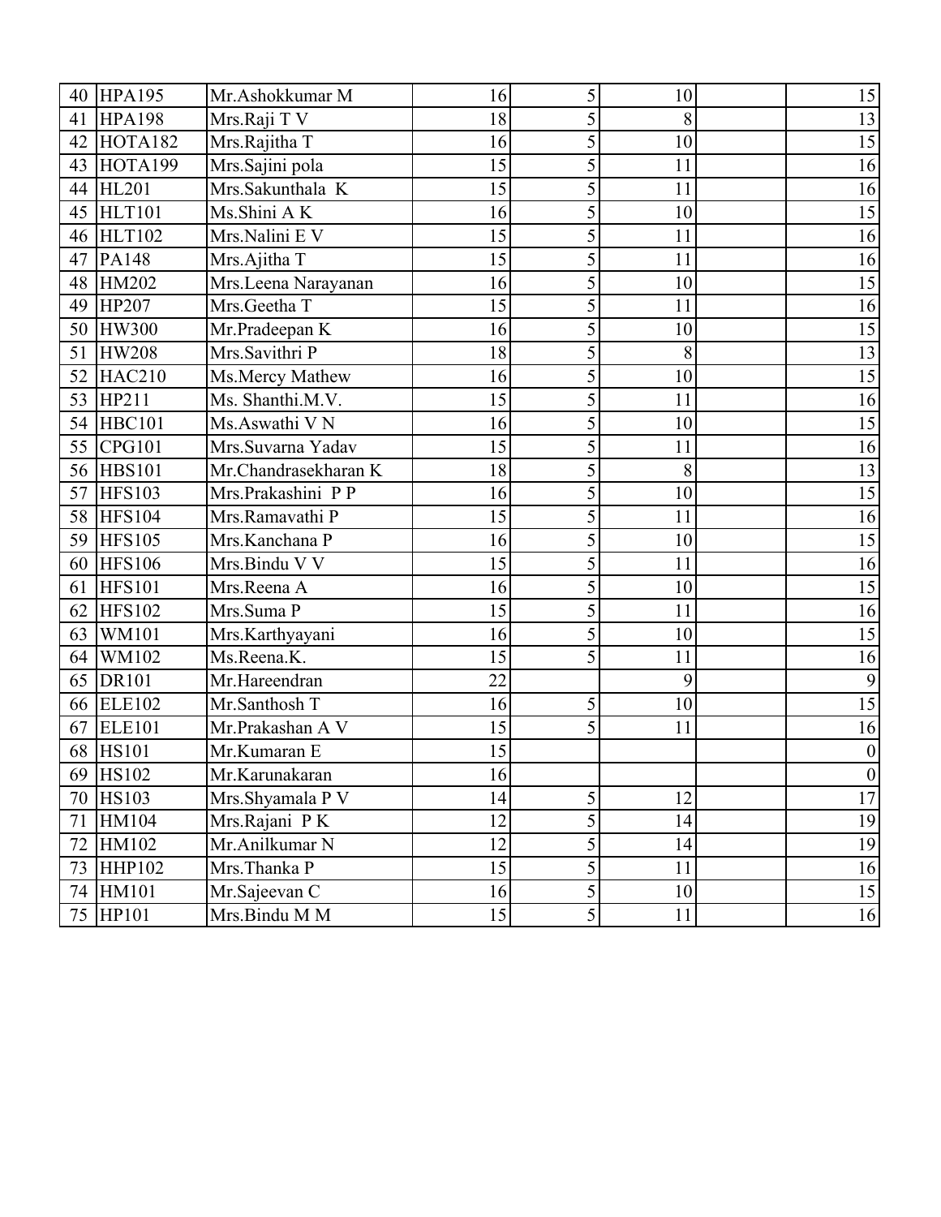| | | | | | | | |
|---|---|---|---|---|---|---|---|
| 40 | HPA195 | Mr.Ashokkumar M | 16 | 5 | 10 | | 15 |
| 41 | HPA198 | Mrs.Raji T V | 18 | 5 | 8 | | 13 |
| 42 | HOTA182 | Mrs.Rajitha T | 16 | 5 | 10 | | 15 |
| 43 | HOTA199 | Mrs.Sajini pola | 15 | 5 | 11 | | 16 |
| 44 | HL201 | Mrs.Sakunthala K | 15 | 5 | 11 | | 16 |
| 45 | HLT101 | Ms.Shini A K | 16 | 5 | 10 | | 15 |
| 46 | HLT102 | Mrs.Nalini E V | 15 | 5 | 11 | | 16 |
| 47 | PA148 | Mrs.Ajitha T | 15 | 5 | 11 | | 16 |
| 48 | HM202 | Mrs.Leena Narayanan | 16 | 5 | 10 | | 15 |
| 49 | HP207 | Mrs.Geetha T | 15 | 5 | 11 | | 16 |
| 50 | HW300 | Mr.Pradeepan K | 16 | 5 | 10 | | 15 |
| 51 | HW208 | Mrs.Savithri P | 18 | 5 | 8 | | 13 |
| 52 | HAC210 | Ms.Mercy Mathew | 16 | 5 | 10 | | 15 |
| 53 | HP211 | Ms. Shanthi.M.V. | 15 | 5 | 11 | | 16 |
| 54 | HBC101 | Ms.Aswathi V N | 16 | 5 | 10 | | 15 |
| 55 | CPG101 | Mrs.Suvarna Yadav | 15 | 5 | 11 | | 16 |
| 56 | HBS101 | Mr.Chandrasekharan K | 18 | 5 | 8 | | 13 |
| 57 | HFS103 | Mrs.Prakashini P P | 16 | 5 | 10 | | 15 |
| 58 | HFS104 | Mrs.Ramavathi P | 15 | 5 | 11 | | 16 |
| 59 | HFS105 | Mrs.Kanchana P | 16 | 5 | 10 | | 15 |
| 60 | HFS106 | Mrs.Bindu V V | 15 | 5 | 11 | | 16 |
| 61 | HFS101 | Mrs.Reena A | 16 | 5 | 10 | | 15 |
| 62 | HFS102 | Mrs.Suma P | 15 | 5 | 11 | | 16 |
| 63 | WM101 | Mrs.Karthyayani | 16 | 5 | 10 | | 15 |
| 64 | WM102 | Ms.Reena.K. | 15 | 5 | 11 | | 16 |
| 65 | DR101 | Mr.Hareendran | 22 | | 9 | | 9 |
| 66 | ELE102 | Mr.Santhosh T | 16 | 5 | 10 | | 15 |
| 67 | ELE101 | Mr.Prakashan A V | 15 | 5 | 11 | | 16 |
| 68 | HS101 | Mr.Kumaran E | 15 | | | | 0 |
| 69 | HS102 | Mr.Karunakaran | 16 | | | | 0 |
| 70 | HS103 | Mrs.Shyamala P V | 14 | 5 | 12 | | 17 |
| 71 | HM104 | Mrs.Rajani P K | 12 | 5 | 14 | | 19 |
| 72 | HM102 | Mr.Anilkumar N | 12 | 5 | 14 | | 19 |
| 73 | HHP102 | Mrs.Thanka P | 15 | 5 | 11 | | 16 |
| 74 | HM101 | Mr.Sajeevan C | 16 | 5 | 10 | | 15 |
| 75 | HP101 | Mrs.Bindu M M | 15 | 5 | 11 | | 16 |